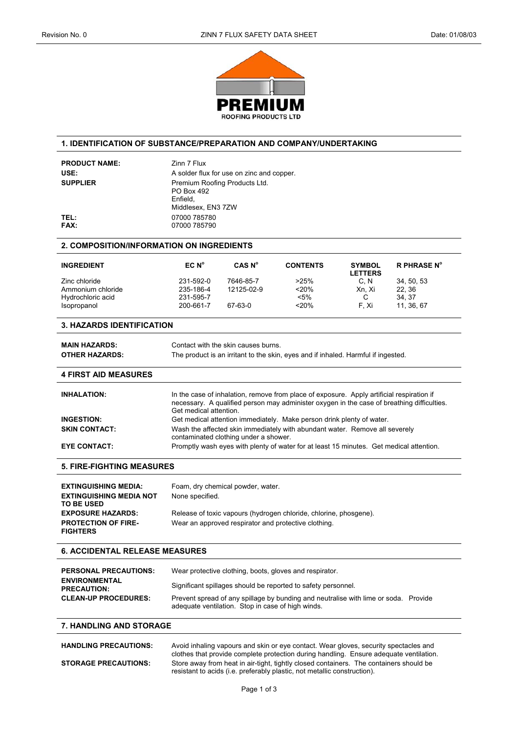PREMIUM ROOFING PRODUCTS LTD

## 1. IDENTIFICATION OF SUBSTANCE/PREPARATION AND COMPANY/UNDERTAKING

| | |
|---|---|
| **PRODUCT NAME:** | Zinn 7 Flux |
| **USE:** | A solder flux for use on zinc and copper. |
| **SUPPLIER** | Premium Roofing Products Ltd.<br>PO Box 492<br>Enfield,<br>Middlesex, EN3 7ZW |
| **TEL:** | 07000 785780 |
| **FAX:** | 07000 785790 |

## 2. COMPOSITION/INFORMATION ON INGREDIENTS

| INGREDIENT | EC N° | CAS N° | CONTENTS | SYMBOL LETTERS | R PHRASE N° |
|---|---|---|---|---|---|
| Zinc chloride | 231-592-0 | 7646-85-7 | >25% | C, N | 34, 50, 53 |
| Ammonium chloride | 235-186-4 | 12125-02-9 | <20% | Xn, Xi | 22, 36 |
| Hydrochloric acid | 231-595-7 | | <5% | C | 34, 37 |
| Isopropanol | 200-661-7 | 67-63-0 | <20% | F, Xi | 11, 36, 67 |

## 3. HAZARDS IDENTIFICATION

| | |
|---|---|
| **MAIN HAZARDS:** | Contact with the skin causes burns. |
| **OTHER HAZARDS:** | The product is an irritant to the skin, eyes and if inhaled. Harmful if ingested. |

## 4 FIRST AID MEASURES

| | |
|---|---|
| **INHALATION:** | In the case of inhalation, remove from place of exposure. Apply artificial respiration if necessary. A qualified person may administer oxygen in the case of breathing difficulties. Get medical attention. |
| **INGESTION:** | Get medical attention immediately. Make person drink plenty of water. |
| **SKIN CONTACT:** | Wash the affected skin immediately with abundant water. Remove all severely contaminated clothing under a shower. |
| **EYE CONTACT:** | Promptly wash eyes with plenty of water for at least 15 minutes. Get medical attention. |

## 5. FIRE-FIGHTING MEASURES

| | |
|---|---|
| **EXTINGUISHING MEDIA:** | Foam, dry chemical powder, water. |
| **EXTINGUISHING MEDIA NOT TO BE USED** | None specified. |
| **EXPOSURE HAZARDS:** | Release of toxic vapours (hydrogen chloride, chlorine, phosgene). |
| **PROTECTION OF FIRE-FIGHTERS** | Wear an approved respirator and protective clothing. |

## 6. ACCIDENTAL RELEASE MEASURES

| | |
|---|---|
| **PERSONAL PRECAUTIONS:** | Wear protective clothing, boots, gloves and respirator. |
| **ENVIRONMENTAL PRECAUTION:** | Significant spillages should be reported to safety personnel. |
| **CLEAN-UP PROCEDURES:** | Prevent spread of any spillage by bunding and neutralise with lime or soda. Provide adequate ventilation. Stop in case of high winds. |

## 7. HANDLING AND STORAGE

| | |
|---|---|
| **HANDLING PRECAUTIONS:** | Avoid inhaling vapours and skin or eye contact. Wear gloves, security spectacles and clothes that provide complete protection during handling. Ensure adequate ventilation. |
| **STORAGE PRECAUTIONS:** | Store away from heat in air-tight, tightly closed containers. The containers should be resistant to acids (i.e. preferably plastic, not metallic construction). |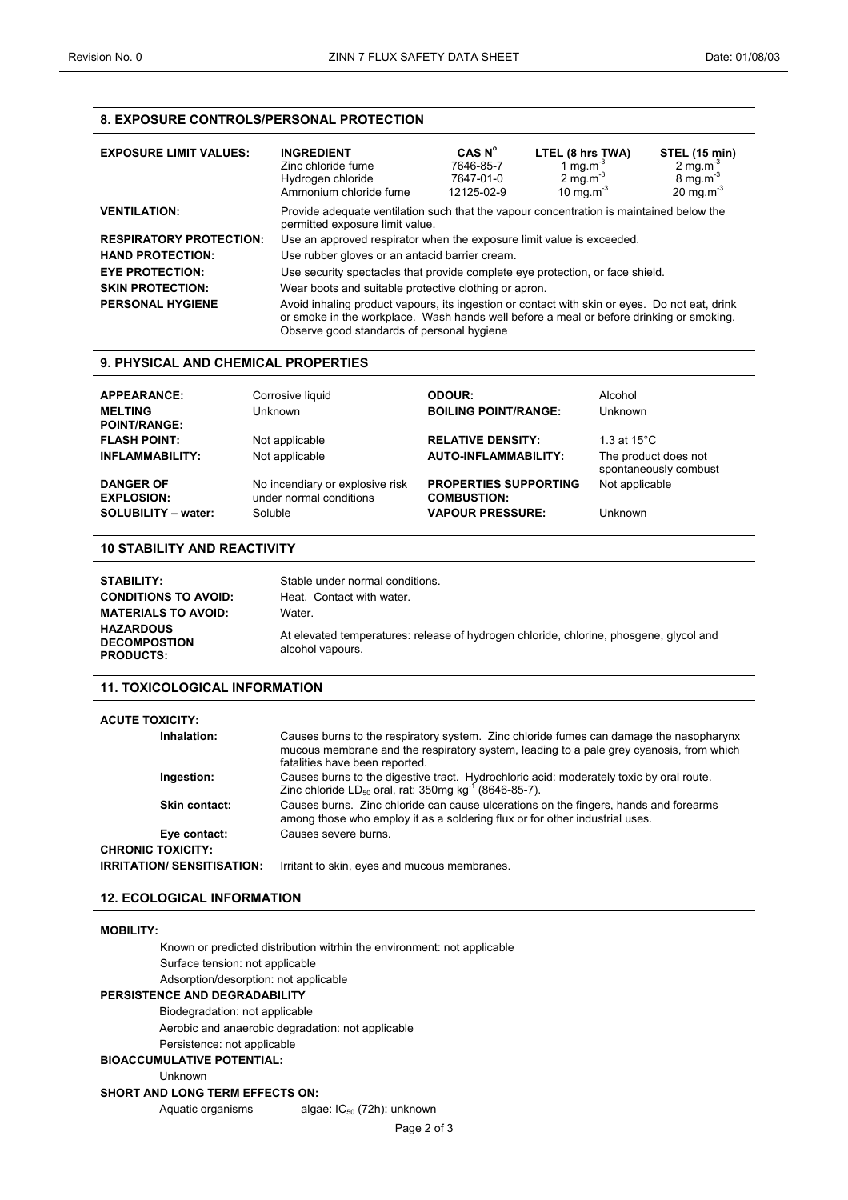## 8. EXPOSURE CONTROLS/PERSONAL PROTECTION

**EXPOSURE LIMIT VALUES:**

| INGREDIENT | CAS N° | LTEL (8 hrs TWA) | STEL (15 min) |
|---|---|---|---|
| Zinc chloride fume | 7646-85-7 | 1 $mg.m^{-3}$ | 2 $mg.m^{-3}$ |
| Hydrogen chloride | 7647-01-0 | 2 $mg.m^{-3}$ | 8 $mg.m^{-3}$ |
| Ammonium chloride fume | 12125-02-9 | 10 $mg.m^{-3}$ | 20 $mg.m^{-3}$ |

**VENTILATION:** Provide adequate ventilation such that the vapour concentration is maintained below the permitted exposure limit value.

**RESPIRATORY PROTECTION:** Use an approved respirator when the exposure limit value is exceeded.

**HAND PROTECTION:** Use rubber gloves or an antacid barrier cream.

**EYE PROTECTION:** Use security spectacles that provide complete eye protection, or face shield.

**SKIN PROTECTION:** Wear boots and suitable protective clothing or apron.

**PERSONAL HYGIENE** Avoid inhaling product vapours, its ingestion or contact with skin or eyes. Do not eat, drink or smoke in the workplace. Wash hands well before a meal or before drinking or smoking. Observe good standards of personal hygiene

## 9. PHYSICAL AND CHEMICAL PROPERTIES

| | | | |
|---|---|---|---|
| **APPEARANCE:** | Corrosive liquid | **ODOUR:** | Alcohol |
| **MELTING POINT/RANGE:** | Unknown | **BOILING POINT/RANGE:** | Unknown |
| **FLASH POINT:** | Not applicable | **RELATIVE DENSITY:** | 1.3 at 15°C |
| **INFLAMMABILITY:** | Not applicable | **AUTO-INFLAMMABILITY:** | The product does not spontaneously combust |
| **DANGER OF EXPLOSION:** | No incendiary or explosive risk under normal conditions | **PROPERTIES SUPPORTING COMBUSTION:** | Not applicable |
| **SOLUBILITY – water:** | Soluble | **VAPOUR PRESSURE:** | Unknown |

## 10 STABILITY AND REACTIVITY

**STABILITY:** Stable under normal conditions.

**CONDITIONS TO AVOID:** Heat. Contact with water.

**MATERIALS TO AVOID:** Water.

**HAZARDOUS DECOMPOSTION PRODUCTS:** At elevated temperatures: release of hydrogen chloride, chlorine, phosgene, glycol and alcohol vapours.

## 11. TOXICOLOGICAL INFORMATION

**ACUTE TOXICITY:**

**Inhalation:** Causes burns to the respiratory system. Zinc chloride fumes can damage the nasopharynx mucous membrane and the respiratory system, leading to a pale grey cyanosis, from which fatalities have been reported.

**Ingestion:** Causes burns to the digestive tract. Hydrochloric acid: moderately toxic by oral route. Zinc chloride $LD_{50}$ oral, rat: 350mg $kg^{-1}$ (8646-85-7).

**Skin contact:** Causes burns. Zinc chloride can cause ulcerations on the fingers, hands and forearms among those who employ it as a soldering flux or for other industrial uses.

**Eye contact:** Causes severe burns.

**CHRONIC TOXICITY:**

**IRRITATION/ SENSITISATION:** Irritant to skin, eyes and mucous membranes.

## 12. ECOLOGICAL INFORMATION

**MOBILITY:**

Known or predicted distribution witrhin the environment: not applicable

Surface tension: not applicable

Adsorption/desorption: not applicable

**PERSISTENCE AND DEGRADABILITY**

Biodegradation: not applicable

Aerobic and anaerobic degradation: not applicable

Persistence: not applicable

**BIOACCUMULATIVE POTENTIAL:**

Unknown

**SHORT AND LONG TERM EFFECTS ON:**

Aquatic organisms algae: $IC_{50}$ (72h): unknown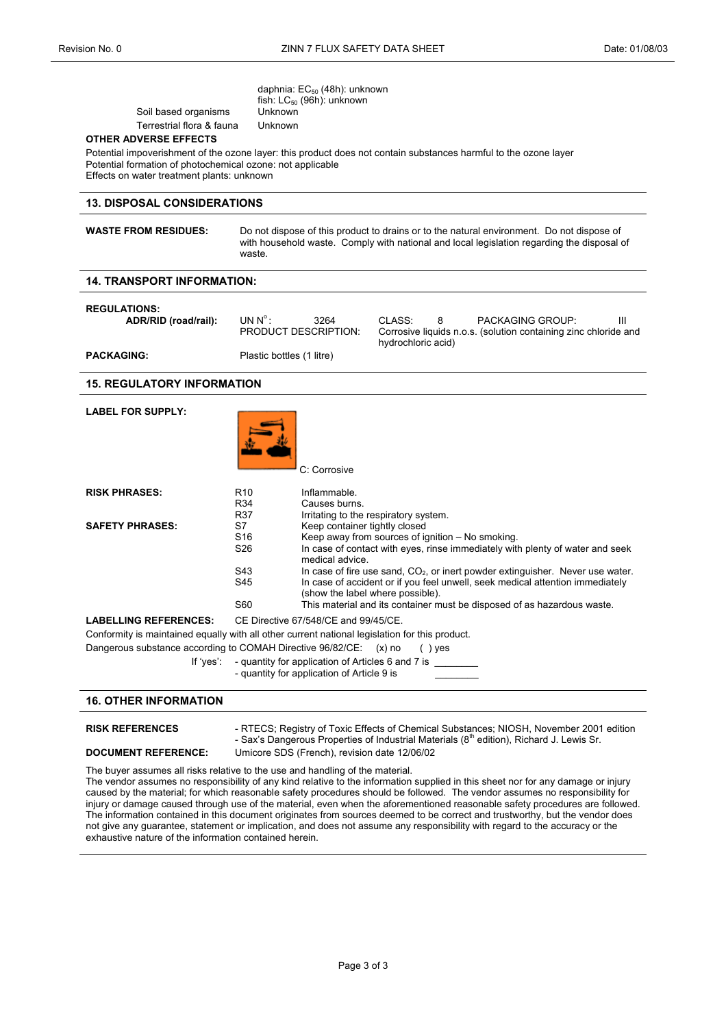| | |
|---|---|
| | daphnia: $EC_{50}$ (48h): unknown<br>fish: $LC_{50}$ (96h): unknown |
| Soil based organisms | Unknown |
| Terrestrial flora & fauna | Unknown |

**OTHER ADVERSE EFFECTS**

Potential impoverishment of the ozone layer: this product does not contain substances harmful to the ozone layer
Potential formation of photochemical ozone: not applicable
Effects on water treatment plants: unknown

## 13. DISPOSAL CONSIDERATIONS

**WASTE FROM RESIDUES:** Do not dispose of this product to drains or to the natural environment. Do not dispose of with household waste. Comply with national and local legislation regarding the disposal of waste.

## 14. TRANSPORT INFORMATION:

**REGULATIONS:**

**ADR/RID (road/rail):** UN N°: 3264 CLASS: 8 PACKAGING GROUP: III
PRODUCT DESCRIPTION: Corrosive liquids n.o.s. (solution containing zinc chloride and hydrochloric acid)

**PACKAGING:** Plastic bottles (1 litre)

## 15. REGULATORY INFORMATION

**LABEL FOR SUPPLY:**

C: Corrosive

| | | |
|---|---|---|
| **RISK PHRASES:** | R10 | Inflammable. |
| | R34 | Causes burns. |
| | R37 | Irritating to the respiratory system. |
| **SAFETY PHRASES:** | S7 | Keep container tightly closed |
| | S16 | Keep away from sources of ignition – No smoking. |
| | S26 | In case of contact with eyes, rinse immediately with plenty of water and seek medical advice. |
| | S43 | In case of fire use sand, $CO_2$, or inert powder extinguisher. Never use water. |
| | S45 | In case of accident or if you feel unwell, seek medical attention immediately (show the label where possible). |
| | S60 | This material and its container must be disposed of as hazardous waste. |

**LABELLING REFERENCES:** CE Directive 67/548/CE and 99/45/CE.

Conformity is maintained equally with all other current national legislation for this product.

Dangerous substance according to COMAH Directive 96/82/CE: (x) no ( ) yes

If 'yes': - quantity for application of Articles 6 and 7 is ________
- quantity for application of Article 9 is ________

## 16. OTHER INFORMATION

**RISK REFERENCES**
- RTECS; Registry of Toxic Effects of Chemical Substances; NIOSH, November 2001 edition
- Sax's Dangerous Properties of Industrial Materials (8th edition), Richard J. Lewis Sr.

**DOCUMENT REFERENCE:** Umicore SDS (French), revision date 12/06/02

The buyer assumes all risks relative to the use and handling of the material.
The vendor assumes no responsibility of any kind relative to the information supplied in this sheet nor for any damage or injury caused by the material; for which reasonable safety procedures should be followed. The vendor assumes no responsibility for injury or damage caused through use of the material, even when the aforementioned reasonable safety procedures are followed. The information contained in this document originates from sources deemed to be correct and trustworthy, but the vendor does not give any guarantee, statement or implication, and does not assume any responsibility with regard to the accuracy or the exhaustive nature of the information contained herein.